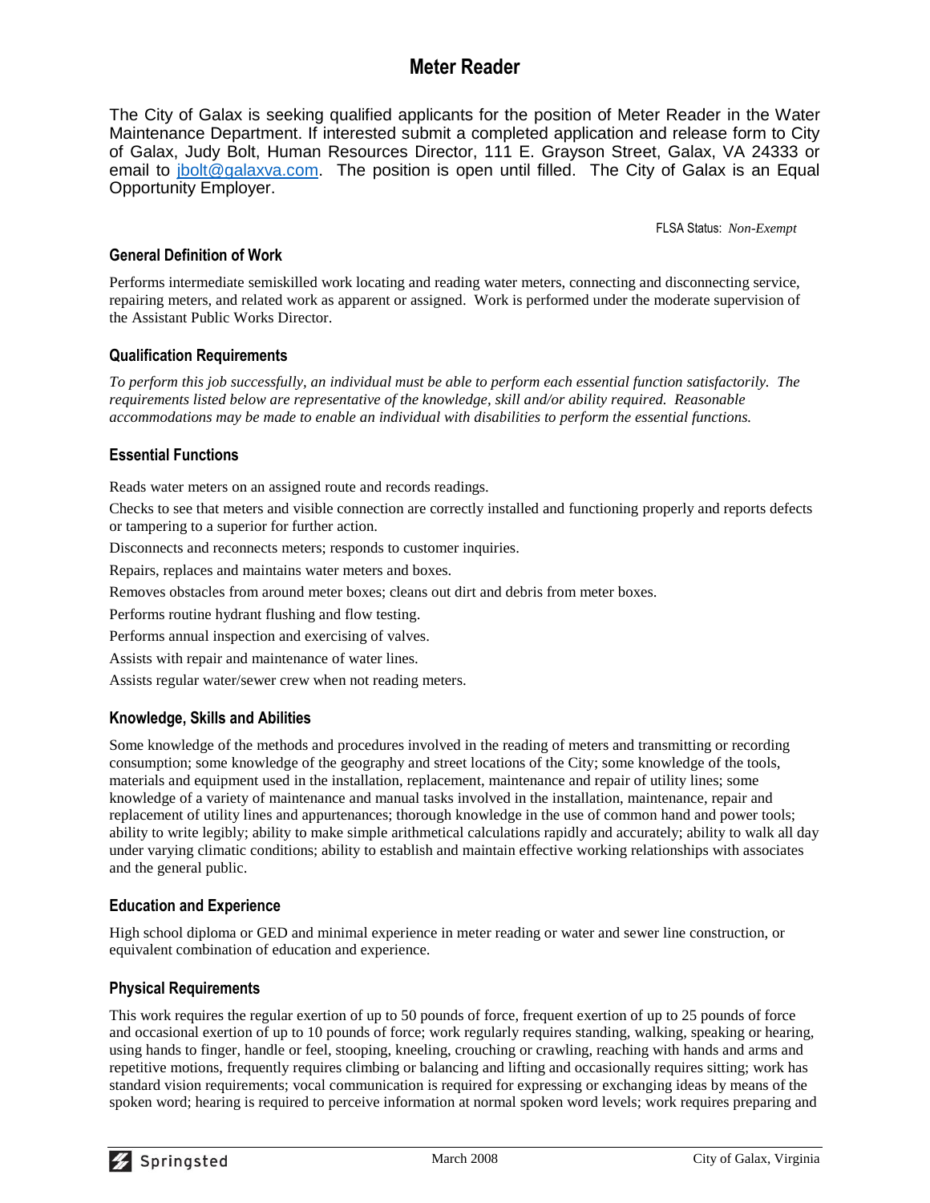# Meter Reader

The City of Galax is seeking qualified applicants for the position of Meter Reader in the Water Maintenance Department. If interested submit a completed application and release form to City of Galax, Judy Bolt, Human Resources Director, 111 E. Grayson Street, Galax, VA 24333 or email to jbolt@galaxva.com. The position is open until filled. The City of Galax is an Equal Opportunity Employer.

FLSA Status: *Non-Exempt*

### General Definition of Work

Performs intermediate semiskilled work locating and reading water meters, connecting and disconnecting service, repairing meters, and related work as apparent or assigned. Work is performed under the moderate supervision of the Assistant Public Works Director.

### Qualification Requirements

*To perform this job successfully, an individual must be able to perform each essential function satisfactorily. The requirements listed below are representative of the knowledge, skill and/or ability required. Reasonable accommodations may be made to enable an individual with disabilities to perform the essential functions.*

### Essential Functions

Reads water meters on an assigned route and records readings.

Checks to see that meters and visible connection are correctly installed and functioning properly and reports defects or tampering to a superior for further action.

Disconnects and reconnects meters; responds to customer inquiries.

Repairs, replaces and maintains water meters and boxes.

Removes obstacles from around meter boxes; cleans out dirt and debris from meter boxes.

Performs routine hydrant flushing and flow testing.

Performs annual inspection and exercising of valves.

Assists with repair and maintenance of water lines.

Assists regular water/sewer crew when not reading meters.

### Knowledge, Skills and Abilities

Some knowledge of the methods and procedures involved in the reading of meters and transmitting or recording consumption; some knowledge of the geography and street locations of the City; some knowledge of the tools, materials and equipment used in the installation, replacement, maintenance and repair of utility lines; some knowledge of a variety of maintenance and manual tasks involved in the installation, maintenance, repair and replacement of utility lines and appurtenances; thorough knowledge in the use of common hand and power tools; ability to write legibly; ability to make simple arithmetical calculations rapidly and accurately; ability to walk all day under varying climatic conditions; ability to establish and maintain effective working relationships with associates and the general public.

### Education and Experience

High school diploma or GED and minimal experience in meter reading or water and sewer line construction, or equivalent combination of education and experience.

### Physical Requirements

This work requires the regular exertion of up to 50 pounds of force, frequent exertion of up to 25 pounds of force and occasional exertion of up to 10 pounds of force; work regularly requires standing, walking, speaking or hearing, using hands to finger, handle or feel, stooping, kneeling, crouching or crawling, reaching with hands and arms and repetitive motions, frequently requires climbing or balancing and lifting and occasionally requires sitting; work has standard vision requirements; vocal communication is required for expressing or exchanging ideas by means of the spoken word; hearing is required to perceive information at normal spoken word levels; work requires preparing and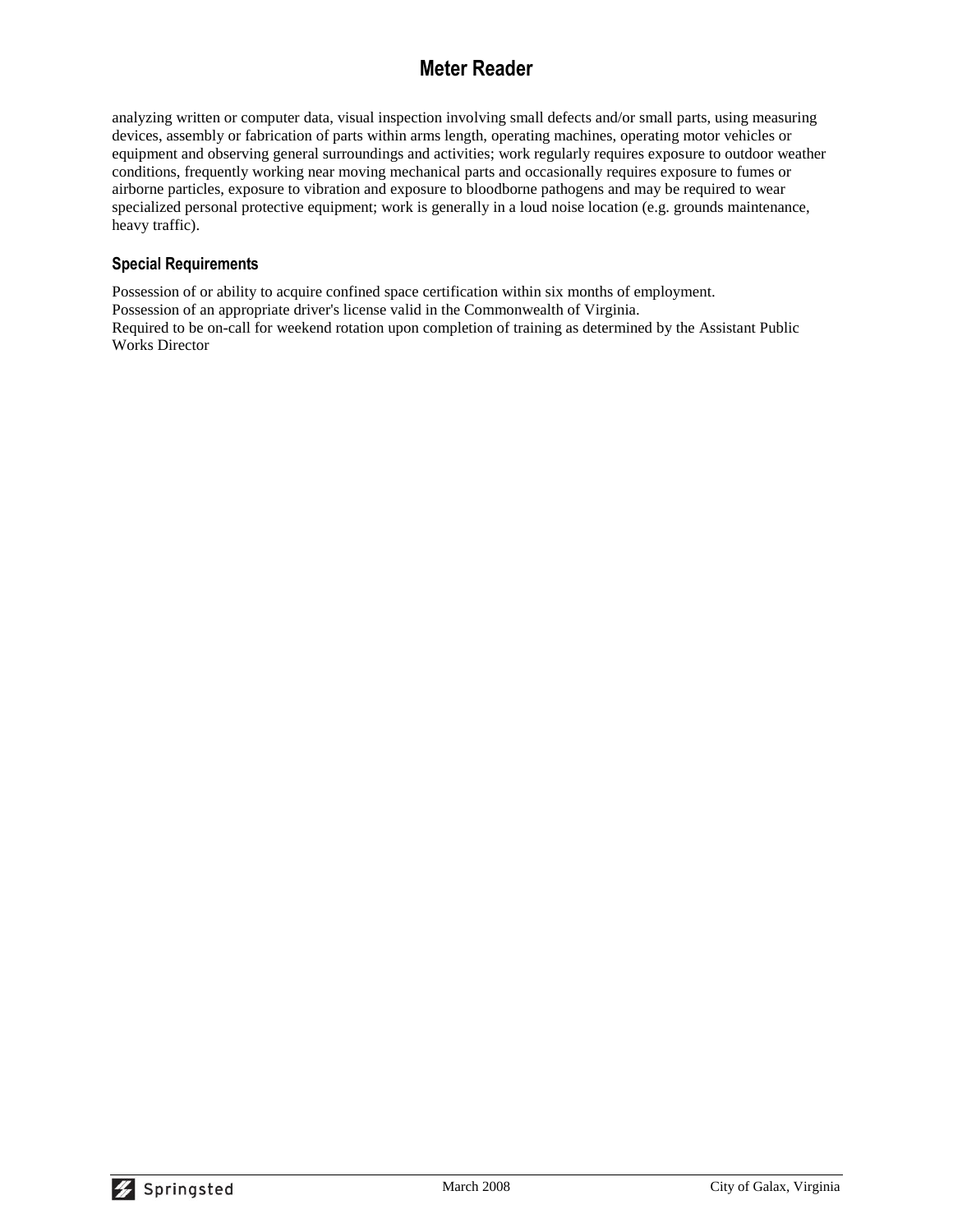analyzing written or computer data, visual inspection involving small defects and/or small parts, using measuring devices, assembly or fabrication of parts within arms length, operating machines, operating motor vehicles or equipment and observing general surroundings and activities; work regularly requires exposure to outdoor weather conditions, frequently working near moving mechanical parts and occasionally requires exposure to fumes or airborne particles, exposure to vibration and exposure to bloodborne pathogens and may be required to wear specialized personal protective equipment; work is generally in a loud noise location (e.g. grounds maintenance, heavy traffic).

### Special Requirements

Possession of or ability to acquire confined space certification within six months of employment.
Possession of an appropriate driver's license valid in the Commonwealth of Virginia.
Required to be on-call for weekend rotation upon completion of training as determined by the Assistant Public Works Director